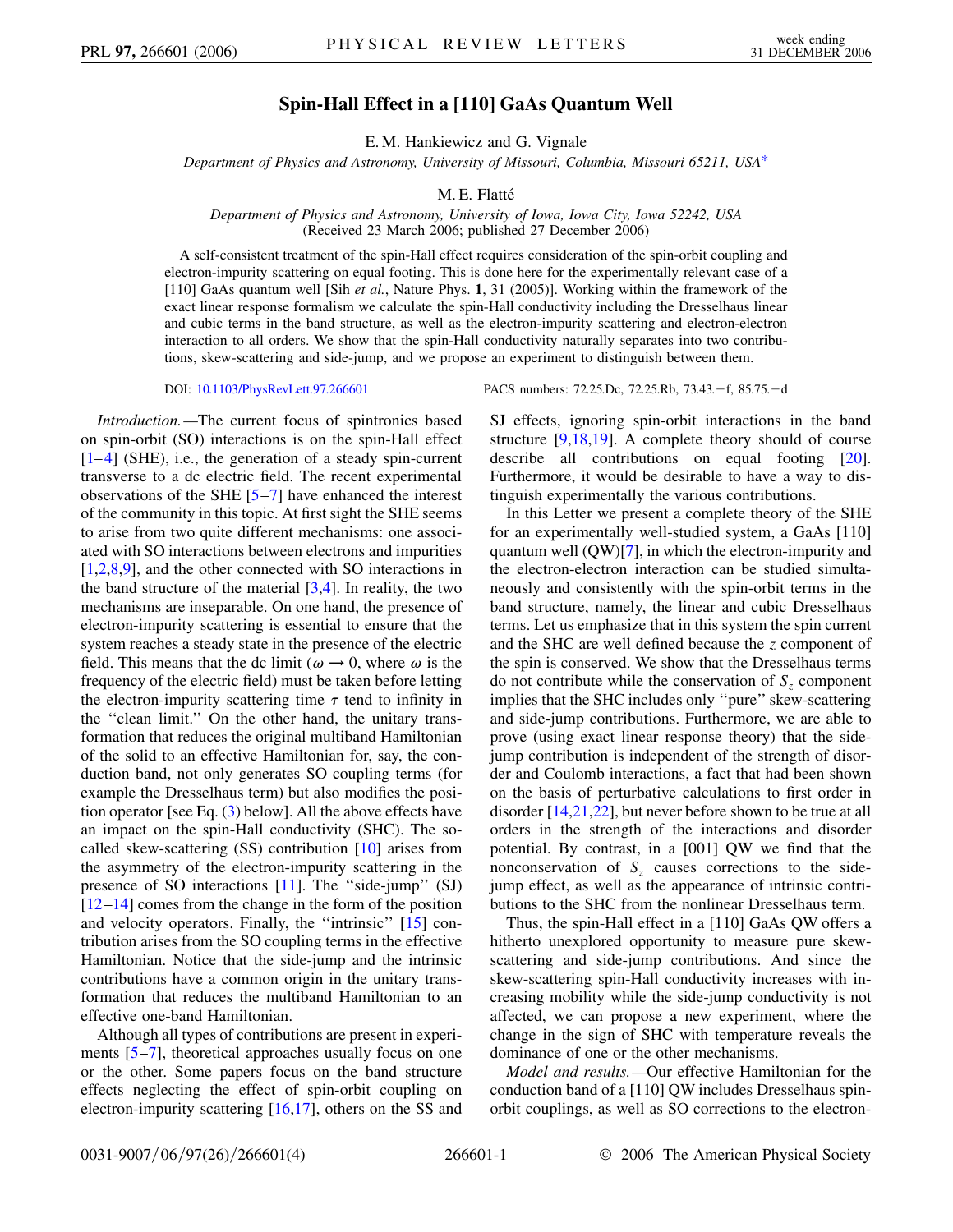# Spin-Hall Effect in a [110] GaAs Quantum Well

E. M. Hankiewicz and G. Vignale

*Department of Physics and Astronomy, University of Missouri, Columbia, Missouri 65211, USA*[*]

M. E. Flatté

*Department of Physics and Astronomy, University of Iowa, Iowa City, Iowa 52242, USA*

(Received 23 March 2006; published 27 December 2006)

A self-consistent treatment of the spin-Hall effect requires consideration of the spin-orbit coupling and electron-impurity scattering on equal footing. This is done here for the experimentally relevant case of a [110] GaAs quantum well [Sih *et al.*, Nature Phys. **1**, 31 (2005)]. Working within the framework of the exact linear response formalism we calculate the spin-Hall conductivity including the Dresselhaus linear and cubic terms in the band structure, as well as the electron-impurity scattering and electron-electron interaction to all orders. We show that the spin-Hall conductivity naturally separates into two contributions, skew-scattering and side-jump, and we propose an experiment to distinguish between them.

DOI: 10.1103/PhysRevLett.97.266601    PACS numbers: 72.25.Dc, 72.25.Rb, 73.43.−f, 85.75.−d

*Introduction.*—The current focus of spintronics based on spin-orbit (SO) interactions is on the spin-Hall effect [1–4] (SHE), i.e., the generation of a steady spin-current transverse to a dc electric field. The recent experimental observations of the SHE [5–7] have enhanced the interest of the community in this topic. At first sight the SHE seems to arise from two quite different mechanisms: one associated with SO interactions between electrons and impurities [1,2,8,9], and the other connected with SO interactions in the band structure of the material [3,4]. In reality, the two mechanisms are inseparable. On one hand, the presence of electron-impurity scattering is essential to ensure that the system reaches a steady state in the presence of the electric field. This means that the dc limit ($\omega \to 0$, where $\omega$ is the frequency of the electric field) must be taken before letting the electron-impurity scattering time $\tau$ tend to infinity in the "clean limit." On the other hand, the unitary transformation that reduces the original multiband Hamiltonian of the solid to an effective Hamiltonian for, say, the conduction band, not only generates SO coupling terms (for example the Dresselhaus term) but also modifies the position operator [see Eq. (3) below]. All the above effects have an impact on the spin-Hall conductivity (SHC). The so-called skew-scattering (SS) contribution [10] arises from the asymmetry of the electron-impurity scattering in the presence of SO interactions [11]. The "side-jump" (SJ) [12–14] comes from the change in the form of the position and velocity operators. Finally, the "intrinsic" [15] contribution arises from the SO coupling terms in the effective Hamiltonian. Notice that the side-jump and the intrinsic contributions have a common origin in the unitary transformation that reduces the multiband Hamiltonian to an effective one-band Hamiltonian.

Although all types of contributions are present in experiments [5–7], theoretical approaches usually focus on one or the other. Some papers focus on the band structure effects neglecting the effect of spin-orbit coupling on electron-impurity scattering [16,17], others on the SS and SJ effects, ignoring spin-orbit interactions in the band structure [9,18,19]. A complete theory should of course describe all contributions on equal footing [20]. Furthermore, it would be desirable to have a way to distinguish experimentally the various contributions.

In this Letter we present a complete theory of the SHE for an experimentally well-studied system, a GaAs [110] quantum well (QW)[7], in which the electron-impurity and the electron-electron interaction can be studied simultaneously and consistently with the spin-orbit terms in the band structure, namely, the linear and cubic Dresselhaus terms. Let us emphasize that in this system the spin current and the SHC are well defined because the $z$ component of the spin is conserved. We show that the Dresselhaus terms do not contribute while the conservation of $S_z$ component implies that the SHC includes only "pure" skew-scattering and side-jump contributions. Furthermore, we are able to prove (using exact linear response theory) that the side-jump contribution is independent of the strength of disorder and Coulomb interactions, a fact that had been shown on the basis of perturbative calculations to first order in disorder [14,21,22], but never before shown to be true at all orders in the strength of the interactions and disorder potential. By contrast, in a [001] QW we find that the nonconservation of $S_z$ causes corrections to the side-jump effect, as well as the appearance of intrinsic contributions to the SHC from the nonlinear Dresselhaus term.

Thus, the spin-Hall effect in a [110] GaAs QW offers a hitherto unexplored opportunity to measure pure skew-scattering and side-jump contributions. And since the skew-scattering spin-Hall conductivity increases with increasing mobility while the side-jump conductivity is not affected, we can propose a new experiment, where the change in the sign of SHC with temperature reveals the dominance of one or the other mechanisms.

*Model and results.*—Our effective Hamiltonian for the conduction band of a [110] QW includes Dresselhaus spin-orbit couplings, as well as SO corrections to the electron-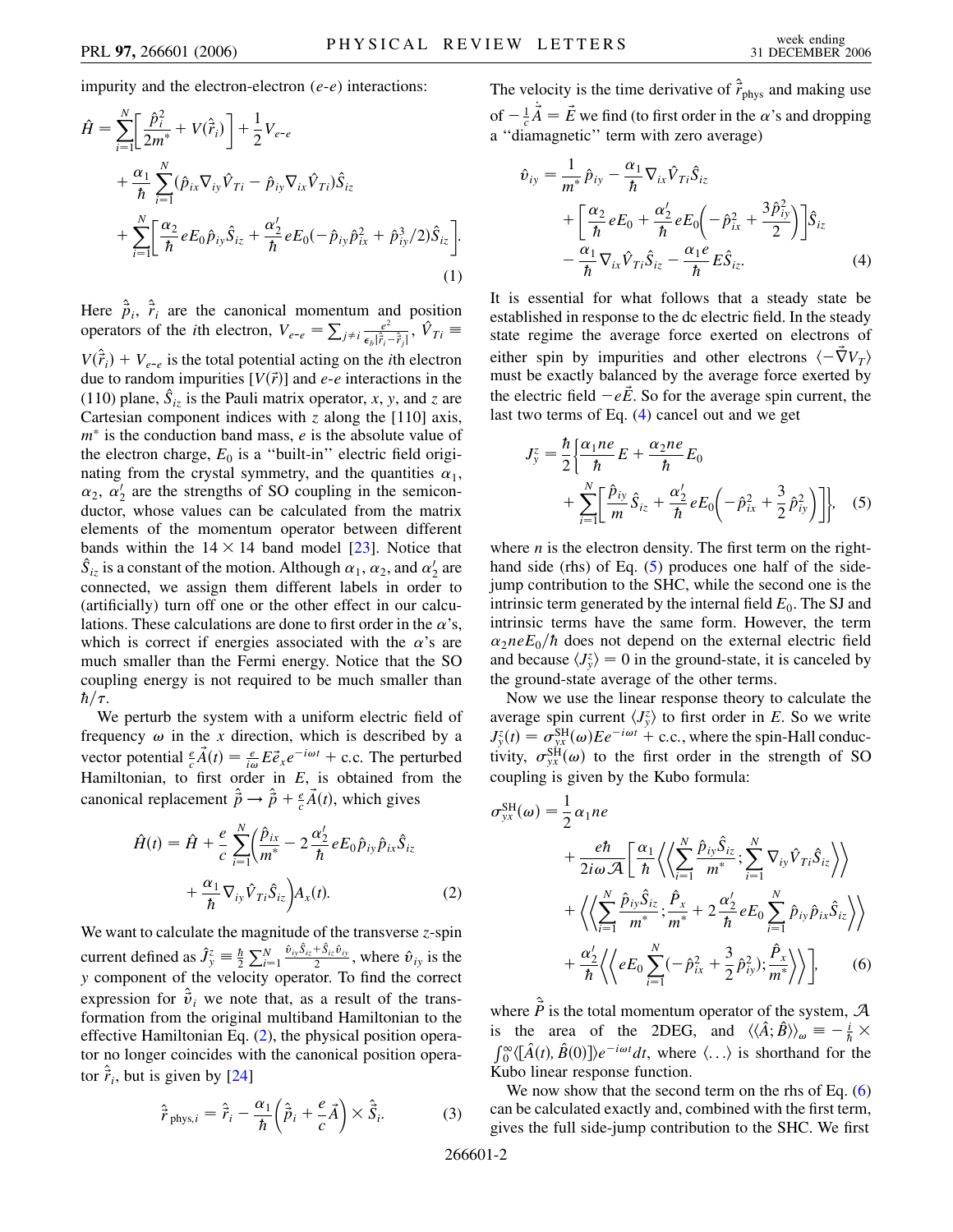impurity and the electron-electron ($e$-$e$) interactions:

$$
\begin{aligned}
\hat{H} = &\sum_{i=1}^{N}\left[\frac{\hat{p}_i^2}{2m^*} + V(\hat{\vec{r}}_i)\right] + \frac{1}{2}V_{e\text{-}e} \\
&+ \frac{\alpha_1}{\hbar}\sum_{i=1}^{N}(\hat{p}_{ix}\nabla_{iy}\hat{V}_{Ti} - \hat{p}_{iy}\nabla_{ix}\hat{V}_{Ti})\hat{S}_{iz} \\
&+ \sum_{i=1}^{N}\left[\frac{\alpha_2}{\hbar}eE_0\hat{p}_{iy}\hat{S}_{iz} + \frac{\alpha_2'}{\hbar}eE_0(-\hat{p}_{iy}\hat{p}_{ix}^2 + \hat{p}_{iy}^3/2)\hat{S}_{iz}\right].
\end{aligned} \tag{1}
$$

Here $\hat{\vec{p}}_i$, $\hat{\vec{r}}_i$ are the canonical momentum and position operators of the $i$th electron, $V_{e\text{-}e} = \sum_{j\neq i}\frac{e^2}{\epsilon_b|\hat{\vec{r}}_i - \hat{\vec{r}}_j|}$, $\hat{V}_{Ti} \equiv V(\hat{\vec{r}}_i) + V_{e\text{-}e}$ is the total potential acting on the $i$th electron due to random impurities [$V(\vec{r})$] and $e$-$e$ interactions in the (110) plane, $\hat{S}_{iz}$ is the Pauli matrix operator, $x$, $y$, and $z$ are Cartesian component indices with $z$ along the [110] axis, $m^*$ is the conduction band mass, $e$ is the absolute value of the electron charge, $E_0$ is a "built-in" electric field originating from the crystal symmetry, and the quantities $\alpha_1$, $\alpha_2$, $\alpha_2'$ are the strengths of SO coupling in the semiconductor, whose values can be calculated from the matrix elements of the momentum operator between different bands within the $14 \times 14$ band model [23]. Notice that $\hat{S}_{iz}$ is a constant of the motion. Although $\alpha_1$, $\alpha_2$, and $\alpha_2'$ are connected, we assign them different labels in order to (artificially) turn off one or the other effect in our calculations. These calculations are done to first order in the $\alpha$'s, which is correct if energies associated with the $\alpha$'s are much smaller than the Fermi energy. Notice that the SO coupling energy is not required to be much smaller than $\hbar/\tau$.

We perturb the system with a uniform electric field of frequency $\omega$ in the $x$ direction, which is described by a vector potential $\frac{e}{c}\vec{A}(t) = \frac{e}{i\omega}E\vec{e}_x e^{-i\omega t} + \text{c.c.}$ The perturbed Hamiltonian, to first order in $E$, is obtained from the canonical replacement $\hat{\vec{p}} \to \hat{\vec{p}} + \frac{e}{c}\vec{A}(t)$, which gives

$$
\begin{aligned}
\hat{H}(t) = \hat{H} + \frac{e}{c}\sum_{i=1}^{N}\bigg(&\frac{\hat{p}_{ix}}{m^*} - 2\frac{\alpha_2'}{\hbar}eE_0\hat{p}_{iy}\hat{p}_{ix}\hat{S}_{iz} \\
&+ \frac{\alpha_1}{\hbar}\nabla_{iy}\hat{V}_{Ti}\hat{S}_{iz}\bigg)A_x(t).
\end{aligned} \tag{2}
$$

We want to calculate the magnitude of the transverse $z$-spin current defined as $\hat{J}_y^z \equiv \frac{\hbar}{2}\sum_{i=1}^{N}\frac{\hat{v}_{iy}\hat{S}_{iz} + \hat{S}_{iz}\hat{v}_{iy}}{2}$, where $\hat{v}_{iy}$ is the $y$ component of the velocity operator. To find the correct expression for $\hat{\vec{v}}_i$ we note that, as a result of the transformation from the original multiband Hamiltonian to the effective Hamiltonian Eq. (2), the physical position operator no longer coincides with the canonical position operator $\hat{\vec{r}}_i$, but is given by [24]

$$
\hat{\vec{r}}_{\text{phys},i} = \hat{\vec{r}}_i - \frac{\alpha_1}{\hbar}\left(\hat{\vec{p}}_i + \frac{e}{c}\vec{A}\right) \times \hat{\vec{S}}_i. \tag{3}
$$

The velocity is the time derivative of $\hat{\vec{r}}_{\text{phys}}$ and making use of $-\frac{1}{c}\dot{\vec{A}} = \vec{E}$ we find (to first order in the $\alpha$'s and dropping a "diamagnetic" term with zero average)

$$
\begin{aligned}
\hat{v}_{iy} = &\frac{1}{m^*}\hat{p}_{iy} - \frac{\alpha_1}{\hbar}\nabla_{ix}\hat{V}_{Ti}\hat{S}_{iz} \\
&+ \left[\frac{\alpha_2}{\hbar}eE_0 + \frac{\alpha_2'}{\hbar}eE_0\left(-\hat{p}_{ix}^2 + \frac{3\hat{p}_{iy}^2}{2}\right)\right]\hat{S}_{iz} \\
&- \frac{\alpha_1}{\hbar}\nabla_{ix}\hat{V}_{Ti}\hat{S}_{iz} - \frac{\alpha_1 e}{\hbar}E\hat{S}_{iz}.
\end{aligned} \tag{4}
$$

It is essential for what follows that a steady state be established in response to the dc electric field. In the steady state regime the average force exerted on electrons of either spin by impurities and other electrons $\langle -\vec{\nabla}V_T\rangle$ must be exactly balanced by the average force exerted by the electric field $-e\vec{E}$. So for the average spin current, the last two terms of Eq. (4) cancel out and we get

$$
\begin{aligned}
J_y^z = \frac{\hbar}{2}\bigg\{&\frac{\alpha_1 ne}{\hbar}E + \frac{\alpha_2 ne}{\hbar}E_0 \\
&+ \sum_{i=1}^{N}\left[\frac{\hat{p}_{iy}}{m}\hat{S}_{iz} + \frac{\alpha_2'}{\hbar}eE_0\left(-\hat{p}_{ix}^2 + \frac{3}{2}\hat{p}_{iy}^2\right)\right]\bigg\},
\end{aligned} \tag{5}
$$

where $n$ is the electron density. The first term on the right-hand side (rhs) of Eq. (5) produces one half of the side-jump contribution to the SHC, while the second one is the intrinsic term generated by the internal field $E_0$. The SJ and intrinsic terms have the same form. However, the term $\alpha_2 neE_0/\hbar$ does not depend on the external electric field and because $\langle J_y^z\rangle = 0$ in the ground-state, it is canceled by the ground-state average of the other terms.

Now we use the linear response theory to calculate the average spin current $\langle J_y^z\rangle$ to first order in $E$. So we write $J_y^z(t) = \sigma_{yx}^{\text{SH}}(\omega)Ee^{-i\omega t} + \text{c.c.}$, where the spin-Hall conductivity, $\sigma_{yx}^{\text{SH}}(\omega)$ to the first order in the strength of SO coupling is given by the Kubo formula:

$$
\begin{aligned}
\sigma_{yx}^{\text{SH}}(\omega) = &\frac{1}{2}\alpha_1 ne \\
&+ \frac{e\hbar}{2i\omega\mathcal{A}}\bigg[\frac{\alpha_1}{\hbar}\bigg\langle\bigg\langle\sum_{i=1}^{N}\frac{\hat{p}_{iy}\hat{S}_{iz}}{m^*};\sum_{i=1}^{N}\nabla_{iy}\hat{V}_{Ti}\hat{S}_{iz}\bigg\rangle\bigg\rangle \\
&+ \bigg\langle\bigg\langle\sum_{i=1}^{N}\frac{\hat{p}_{iy}\hat{S}_{iz}}{m^*};\frac{\hat{P}_x}{m^*} + 2\frac{\alpha_2'}{\hbar}eE_0\sum_{i=1}^{N}\hat{p}_{iy}\hat{p}_{ix}\hat{S}_{iz}\bigg\rangle\bigg\rangle \\
&+ \frac{\alpha_2'}{\hbar}\bigg\langle\bigg\langle eE_0\sum_{i=1}^{N}(-\hat{p}_{ix}^2 + \frac{3}{2}\hat{p}_{iy}^2);\frac{\hat{P}_x}{m^*}\bigg\rangle\bigg\rangle\bigg],
\end{aligned} \tag{6}
$$

where $\hat{\vec{P}}$ is the total momentum operator of the system, $\mathcal{A}$ is the area of the 2DEG, and $\langle\langle\hat{A};\hat{B}\rangle\rangle_\omega \equiv -\frac{i}{\hbar}\times\int_0^\infty\langle[\hat{A}(t),\hat{B}(0)]\rangle e^{-i\omega t}dt$, where $\langle\ldots\rangle$ is shorthand for the Kubo linear response function.

We now show that the second term on the rhs of Eq. (6) can be calculated exactly and, combined with the first term, gives the full side-jump contribution to the SHC. We first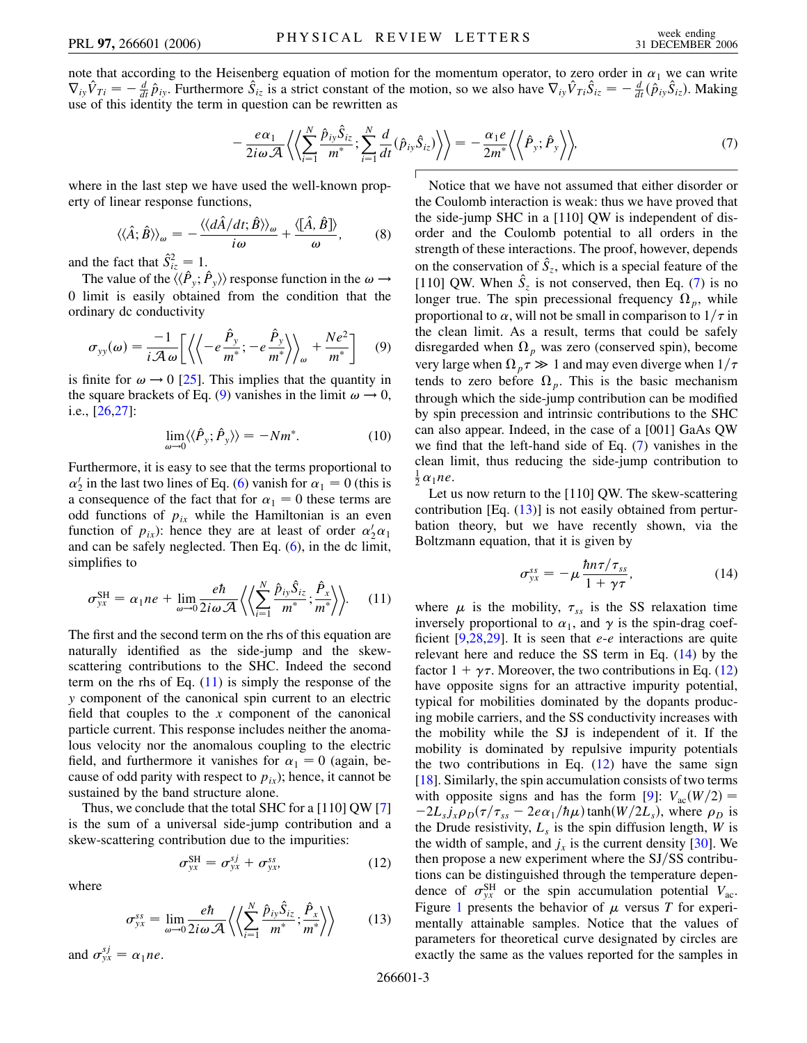note that according to the Heisenberg equation of motion for the momentum operator, to zero order in $\alpha_1$ we can write $\nabla_{iy}\hat{V}_{Ti} = -\frac{d}{dt}\hat{p}_{iy}$. Furthermore $\hat{S}_{iz}$ is a strict constant of the motion, so we also have $\nabla_{iy}\hat{V}_{Ti}\hat{S}_{iz} = -\frac{d}{dt}(\hat{p}_{iy}\hat{S}_{iz})$. Making use of this identity the term in question can be rewritten as

$$-\frac{e\alpha_1}{2i\omega\mathcal{A}}\left\langle\left\langle\sum_{i=1}^{N}\frac{\hat{p}_{iy}\hat{S}_{iz}}{m^*};\sum_{i=1}^{N}\frac{d}{dt}(\hat{p}_{iy}\hat{S}_{iz})\right\rangle\right\rangle = -\frac{\alpha_1 e}{2m^*}\left\langle\left\langle\hat{P}_y;\hat{P}_y\right\rangle\right\rangle, \tag{7}$$

where in the last step we have used the well-known property of linear response functions,

$$\langle\langle\hat{A};\hat{B}\rangle\rangle_\omega = -\frac{\langle\langle d\hat{A}/dt;\hat{B}\rangle\rangle_\omega}{i\omega} + \frac{\langle[\hat{A},\hat{B}]\rangle}{\omega}, \tag{8}$$

and the fact that $\hat{S}_{iz}^2 = 1$.

The value of the $\langle\langle\hat{P}_y;\hat{P}_y\rangle\rangle$ response function in the $\omega\to 0$ limit is easily obtained from the condition that the ordinary dc conductivity

$$\sigma_{yy}(\omega) = \frac{-1}{i\mathcal{A}\omega}\left[\left\langle\left\langle -e\frac{\hat{P}_y}{m^*};-e\frac{\hat{P}_y}{m^*}\right\rangle\right\rangle_\omega + \frac{Ne^2}{m^*}\right] \tag{9}$$

is finite for $\omega\to 0$ [25]. This implies that the quantity in the square brackets of Eq. (9) vanishes in the limit $\omega\to 0$, i.e., [26,27]:

$$\lim_{\omega\to 0}\langle\langle\hat{P}_y;\hat{P}_y\rangle\rangle = -Nm^*. \tag{10}$$

Furthermore, it is easy to see that the terms proportional to $\alpha_2'$ in the last two lines of Eq. (6) vanish for $\alpha_1 = 0$ (this is a consequence of the fact that for $\alpha_1 = 0$ these terms are odd functions of $p_{ix}$ while the Hamiltonian is an even function of $p_{ix}$): hence they are at least of order $\alpha_2'\alpha_1$ and can be safely neglected. Then Eq. (6), in the dc limit, simplifies to

$$\sigma_{yx}^{\mathrm{SH}} = \alpha_1 ne + \lim_{\omega\to 0}\frac{e\hbar}{2i\omega\mathcal{A}}\left\langle\left\langle\sum_{i=1}^{N}\frac{\hat{p}_{iy}\hat{S}_{iz}}{m^*};\frac{\hat{P}_x}{m^*}\right\rangle\right\rangle. \tag{11}$$

The first and the second term on the rhs of this equation are naturally identified as the side-jump and the skew-scattering contributions to the SHC. Indeed the second term on the rhs of Eq. (11) is simply the response of the $y$ component of the canonical spin current to an electric field that couples to the $x$ component of the canonical particle current. This response includes neither the anomalous velocity nor the anomalous coupling to the electric field, and furthermore it vanishes for $\alpha_1 = 0$ (again, because of odd parity with respect to $p_{ix}$); hence, it cannot be sustained by the band structure alone.

Thus, we conclude that the total SHC for a [110] QW [7] is the sum of a universal side-jump contribution and a skew-scattering contribution due to the impurities:

$$\sigma_{yx}^{\mathrm{SH}} = \sigma_{yx}^{sj} + \sigma_{yx}^{ss}, \tag{12}$$

where

$$\sigma_{yx}^{ss} = \lim_{\omega\to 0}\frac{e\hbar}{2i\omega\mathcal{A}}\left\langle\left\langle\sum_{i=1}^{N}\frac{\hat{p}_{iy}\hat{S}_{iz}}{m^*};\frac{\hat{P}_x}{m^*}\right\rangle\right\rangle \tag{13}$$

and $\sigma_{yx}^{sj} = \alpha_1 ne$.

Notice that we have not assumed that either disorder or the Coulomb interaction is weak: thus we have proved that the side-jump SHC in a [110] QW is independent of disorder and the Coulomb potential to all orders in the strength of these interactions. The proof, however, depends on the conservation of $\hat{S}_z$, which is a special feature of the [110] QW. When $\hat{S}_z$ is not conserved, then Eq. (7) is no longer true. The spin precessional frequency $\Omega_p$, while proportional to $\alpha$, will not be small in comparison to $1/\tau$ in the clean limit. As a result, terms that could be safely disregarded when $\Omega_p$ was zero (conserved spin), become very large when $\Omega_p\tau \gg 1$ and may even diverge when $1/\tau$ tends to zero before $\Omega_p$. This is the basic mechanism through which the side-jump contribution can be modified by spin precession and intrinsic contributions to the SHC can also appear. Indeed, in the case of a [001] GaAs QW we find that the left-hand side of Eq. (7) vanishes in the clean limit, thus reducing the side-jump contribution to $\frac{1}{2}\alpha_1 ne$.

Let us now return to the [110] QW. The skew-scattering contribution [Eq. (13)] is not easily obtained from perturbation theory, but we have recently shown, via the Boltzmann equation, that it is given by

$$\sigma_{yx}^{ss} = -\mu\frac{\hbar n\tau/\tau_{ss}}{1+\gamma\tau}, \tag{14}$$

where $\mu$ is the mobility, $\tau_{ss}$ is the SS relaxation time inversely proportional to $\alpha_1$, and $\gamma$ is the spin-drag coefficient [9,28,29]. It is seen that $e$-$e$ interactions are quite relevant here and reduce the SS term in Eq. (14) by the factor $1+\gamma\tau$. Moreover, the two contributions in Eq. (12) have opposite signs for an attractive impurity potential, typical for mobilities dominated by the dopants producing mobile carriers, and the SS conductivity increases with the mobility while the SJ is independent of it. If the mobility is dominated by repulsive impurity potentials the two contributions in Eq. (12) have the same sign [18]. Similarly, the spin accumulation consists of two terms with opposite signs and has the form [9]: $V_{\mathrm{ac}}(W/2) = -2L_s j_x \rho_D(\tau/\tau_{ss} - 2e\alpha_1/\hbar\mu)\tanh(W/2L_s)$, where $\rho_D$ is the Drude resistivity, $L_s$ is the spin diffusion length, $W$ is the width of sample, and $j_x$ is the current density [30]. We then propose a new experiment where the SJ/SS contributions can be distinguished through the temperature dependence of $\sigma_{yx}^{\mathrm{SH}}$ or the spin accumulation potential $V_{\mathrm{ac}}$. Figure 1 presents the behavior of $\mu$ versus $T$ for experimentally attainable samples. Notice that the values of parameters for theoretical curve designated by circles are exactly the same as the values reported for the samples in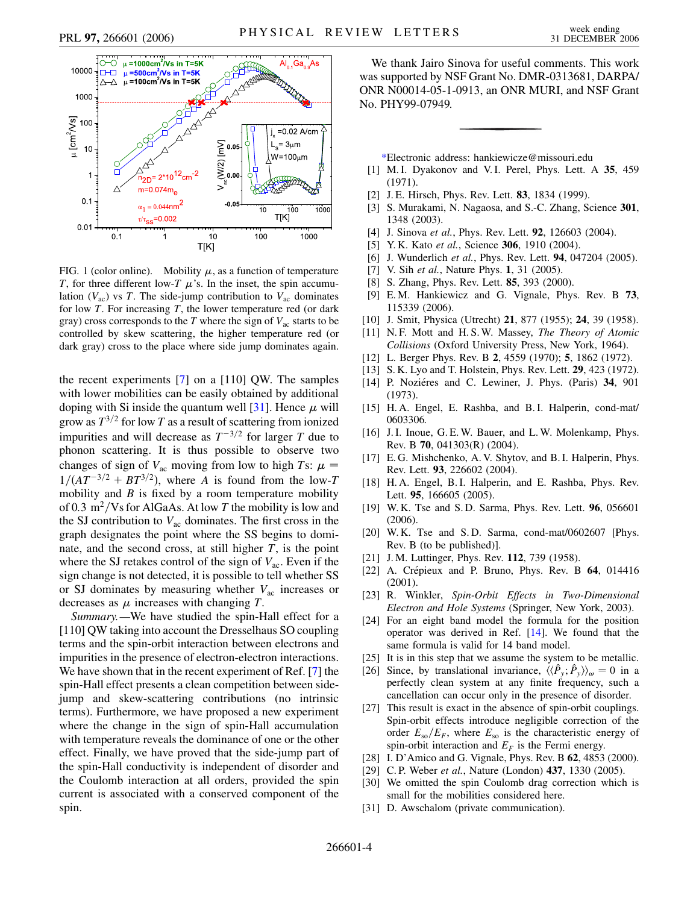$\mu$ =1000cm$^2$/Vs in T=5K
$\mu$ =500cm$^2$/Vs in T=5K
$\mu$ =100cm$^2$/Vs in T=5K
$Al_{0.1}Ga_{0.9}As$
$\mu$ [cm$^2$/Vs]
10000
1000
100
10
1
0.1
0.01
0.1
1
10
100
1000
T[K]
$n_{2D}$= 2*10$^{12}$cm$^{-2}$
m=0.074m$_e$
$\alpha_1$ = 0.044nm$^2$
$\tau/\tau_{ss}$=0.002
$j_x$ =0.02 A/cm
$L_s$= 3$\mu$m
W=100$\mu$m
$V_{ac}$(W/2) [mV]
0.05
0.00
-0.05
10
100
1000
T[K]

FIG. 1 (color online). Mobility $\mu$, as a function of temperature $T$, for three different low-$T$ $\mu$'s. In the inset, the spin accumulation ($V_{ac}$) vs $T$. The side-jump contribution to $V_{ac}$ dominates for low $T$. For increasing $T$, the lower temperature red (or dark gray) cross corresponds to the $T$ where the sign of $V_{ac}$ starts to be controlled by skew scattering, the higher temperature red (or dark gray) cross to the place where side jump dominates again.

the recent experiments [7] on a [110] QW. The samples with lower mobilities can be easily obtained by additional doping with Si inside the quantum well [31]. Hence $\mu$ will grow as $T^{3/2}$ for low $T$ as a result of scattering from ionized impurities and will decrease as $T^{-3/2}$ for larger $T$ due to phonon scattering. It is thus possible to observe two changes of sign of $V_{ac}$ moving from low to high $T$s: $\mu = 1/(AT^{-3/2} + BT^{3/2})$, where $A$ is found from the low-$T$ mobility and $B$ is fixed by a room temperature mobility of 0.3 $m^2/Vs$ for AlGaAs. At low $T$ the mobility is low and the SJ contribution to $V_{ac}$ dominates. The first cross in the graph designates the point where the SS begins to dominate, and the second cross, at still higher $T$, is the point where the SJ retakes control of the sign of $V_{ac}$. Even if the sign change is not detected, it is possible to tell whether SS or SJ dominates by measuring whether $V_{ac}$ increases or decreases as $\mu$ increases with changing $T$.

*Summary.*—We have studied the spin-Hall effect for a [110] QW taking into account the Dresselhaus SO coupling terms and the spin-orbit interaction between electrons and impurities in the presence of electron-electron interactions. We have shown that in the recent experiment of Ref. [7] the spin-Hall effect presents a clean competition between side-jump and skew-scattering contributions (no intrinsic terms). Furthermore, we have proposed a new experiment where the change in the sign of spin-Hall accumulation with temperature reveals the dominance of one or the other effect. Finally, we have proved that the side-jump part of the spin-Hall conductivity is independent of disorder and the Coulomb interaction at all orders, provided the spin current is associated with a conserved component of the spin.

We thank Jairo Sinova for useful comments. This work was supported by NSF Grant No. DMR-0313681, DARPA/ONR N00014-05-1-0913, an ONR MURI, and NSF Grant No. PHY99-07949.

*Electronic address: hankiewicze@missouri.edu

[1] M. I. Dyakonov and V. I. Perel, Phys. Lett. A **35**, 459 (1971).
[2] J. E. Hirsch, Phys. Rev. Lett. **83**, 1834 (1999).
[3] S. Murakami, N. Nagaosa, and S.-C. Zhang, Science **301**, 1348 (2003).
[4] J. Sinova *et al.*, Phys. Rev. Lett. **92**, 126603 (2004).
[5] Y. K. Kato *et al.*, Science **306**, 1910 (2004).
[6] J. Wunderlich *et al.*, Phys. Rev. Lett. **94**, 047204 (2005).
[7] V. Sih *et al.*, Nature Phys. **1**, 31 (2005).
[8] S. Zhang, Phys. Rev. Lett. **85**, 393 (2000).
[9] E. M. Hankiewicz and G. Vignale, Phys. Rev. B **73**, 115339 (2006).
[10] J. Smit, Physica (Utrecht) **21**, 877 (1955); **24**, 39 (1958).
[11] N. F. Mott and H. S. W. Massey, *The Theory of Atomic Collisions* (Oxford University Press, New York, 1964).
[12] L. Berger Phys. Rev. B **2**, 4559 (1970); **5**, 1862 (1972).
[13] S. K. Lyo and T. Holstein, Phys. Rev. Lett. **29**, 423 (1972).
[14] P. Noziéres and C. Lewiner, J. Phys. (Paris) **34**, 901 (1973).
[15] H. A. Engel, E. Rashba, and B. I. Halperin, cond-mat/0603306.
[16] J. I. Inoue, G. E. W. Bauer, and L. W. Molenkamp, Phys. Rev. B **70**, 041303(R) (2004).
[17] E. G. Mishchenko, A. V. Shytov, and B. I. Halperin, Phys. Rev. Lett. **93**, 226602 (2004).
[18] H. A. Engel, B. I. Halperin, and E. Rashba, Phys. Rev. Lett. **95**, 166605 (2005).
[19] W. K. Tse and S. D. Sarma, Phys. Rev. Lett. **96**, 056601 (2006).
[20] W. K. Tse and S. D. Sarma, cond-mat/0602607 [Phys. Rev. B (to be published)].
[21] J. M. Luttinger, Phys. Rev. **112**, 739 (1958).
[22] A. Crépieux and P. Bruno, Phys. Rev. B **64**, 014416 (2001).
[23] R. Winkler, *Spin-Orbit Effects in Two-Dimensional Electron and Hole Systems* (Springer, New York, 2003).
[24] For an eight band model the formula for the position operator was derived in Ref. [14]. We found that the same formula is valid for 14 band model.
[25] It is in this step that we assume the system to be metallic.
[26] Since, by translational invariance, $\langle\langle \hat{P}_y; \hat{P}_y \rangle\rangle_\omega = 0$ in a perfectly clean system at any finite frequency, such a cancellation can occur only in the presence of disorder.
[27] This result is exact in the absence of spin-orbit couplings. Spin-orbit effects introduce negligible correction of the order $E_{so}/E_F$, where $E_{so}$ is the characteristic energy of spin-orbit interaction and $E_F$ is the Fermi energy.
[28] I. D'Amico and G. Vignale, Phys. Rev. B **62**, 4853 (2000).
[29] C. P. Weber *et al.*, Nature (London) **437**, 1330 (2005).
[30] We omitted the spin Coulomb drag correction which is small for the mobilities considered here.
[31] D. Awschalom (private communication).